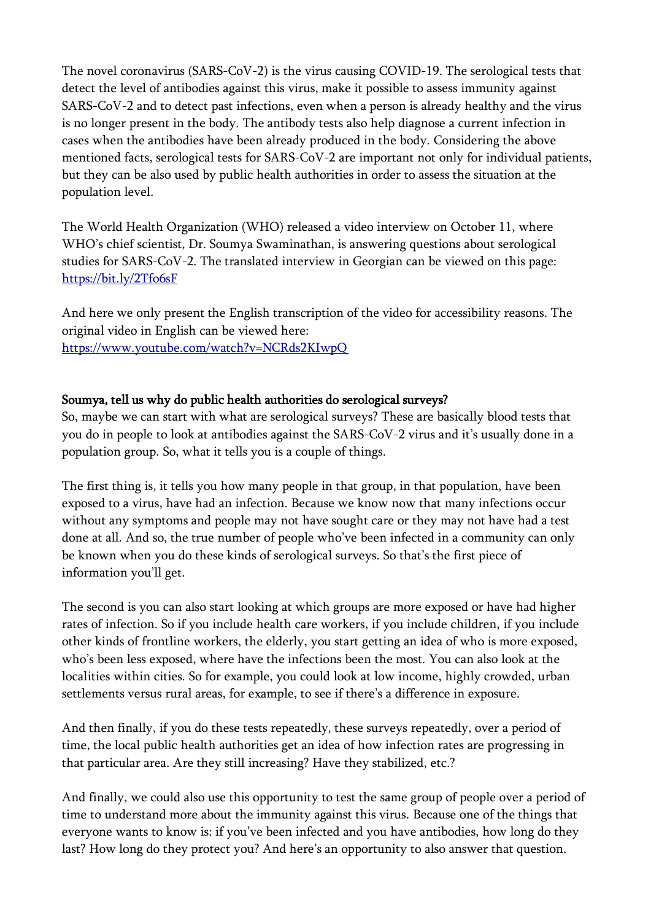The novel coronavirus (SARS-CoV-2) is the virus causing COVID-19. The serological tests that detect the level of antibodies against this virus, make it possible to assess immunity against SARS-CoV-2 and to detect past infections, even when a person is already healthy and the virus is no longer present in the body. The antibody tests also help diagnose a current infection in cases when the antibodies have been already produced in the body. Considering the above mentioned facts, serological tests for SARS-CoV-2 are important not only for individual patients, but they can be also used by public health authorities in order to assess the situation at the population level.

The World Health Organization (WHO) released a video interview on October 11, where WHO's chief scientist, Dr. Soumya Swaminathan, is answering questions about serological studies for SARS-CoV-2. The translated interview in Georgian can be viewed on this page: [https://bit.ly/2Tfo6sF](https://bit.ly/2Tfo6sF)

And here we only present the English transcription of the video for accessibility reasons. The original video in English can be viewed here: [https://www.youtube.com/watch?v=NCRds2KIwpQ](https://www.youtube.com/watch?v=NCRds2KIwpQ)

**Soumya, tell us why do public health authorities do serological surveys?**

So, maybe we can start with what are serological surveys? These are basically blood tests that you do in people to look at antibodies against the SARS-CoV-2 virus and it's usually done in a population group. So, what it tells you is a couple of things.

The first thing is, it tells you how many people in that group, in that population, have been exposed to a virus, have had an infection. Because we know now that many infections occur without any symptoms and people may not have sought care or they may not have had a test done at all. And so, the true number of people who've been infected in a community can only be known when you do these kinds of serological surveys. So that's the first piece of information you'll get.

The second is you can also start looking at which groups are more exposed or have had higher rates of infection. So if you include health care workers, if you include children, if you include other kinds of frontline workers, the elderly, you start getting an idea of who is more exposed, who's been less exposed, where have the infections been the most. You can also look at the localities within cities. So for example, you could look at low income, highly crowded, urban settlements versus rural areas, for example, to see if there's a difference in exposure.

And then finally, if you do these tests repeatedly, these surveys repeatedly, over a period of time, the local public health authorities get an idea of how infection rates are progressing in that particular area. Are they still increasing? Have they stabilized, etc.?

And finally, we could also use this opportunity to test the same group of people over a period of time to understand more about the immunity against this virus. Because one of the things that everyone wants to know is: if you've been infected and you have antibodies, how long do they last? How long do they protect you? And here's an opportunity to also answer that question.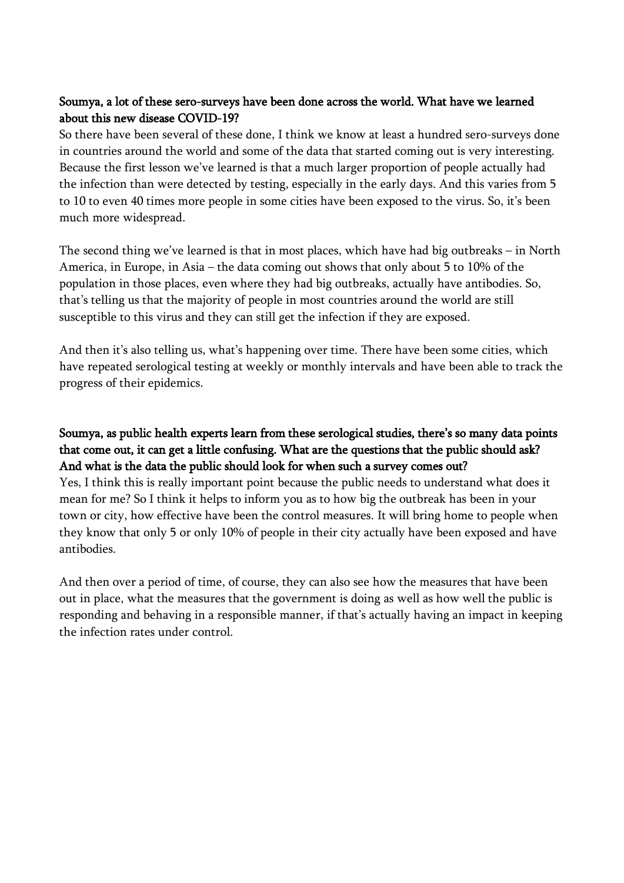**Soumya, a lot of these sero-surveys have been done across the world. What have we learned about this new disease COVID-19?**

So there have been several of these done, I think we know at least a hundred sero-surveys done in countries around the world and some of the data that started coming out is very interesting. Because the first lesson we've learned is that a much larger proportion of people actually had the infection than were detected by testing, especially in the early days. And this varies from 5 to 10 to even 40 times more people in some cities have been exposed to the virus. So, it's been much more widespread.

The second thing we've learned is that in most places, which have had big outbreaks – in North America, in Europe, in Asia – the data coming out shows that only about 5 to 10% of the population in those places, even where they had big outbreaks, actually have antibodies. So, that's telling us that the majority of people in most countries around the world are still susceptible to this virus and they can still get the infection if they are exposed.

And then it's also telling us, what's happening over time. There have been some cities, which have repeated serological testing at weekly or monthly intervals and have been able to track the progress of their epidemics.

**Soumya, as public health experts learn from these serological studies, there's so many data points that come out, it can get a little confusing. What are the questions that the public should ask? And what is the data the public should look for when such a survey comes out?**

Yes, I think this is really important point because the public needs to understand what does it mean for me? So I think it helps to inform you as to how big the outbreak has been in your town or city, how effective have been the control measures. It will bring home to people when they know that only 5 or only 10% of people in their city actually have been exposed and have antibodies.

And then over a period of time, of course, they can also see how the measures that have been out in place, what the measures that the government is doing as well as how well the public is responding and behaving in a responsible manner, if that's actually having an impact in keeping the infection rates under control.